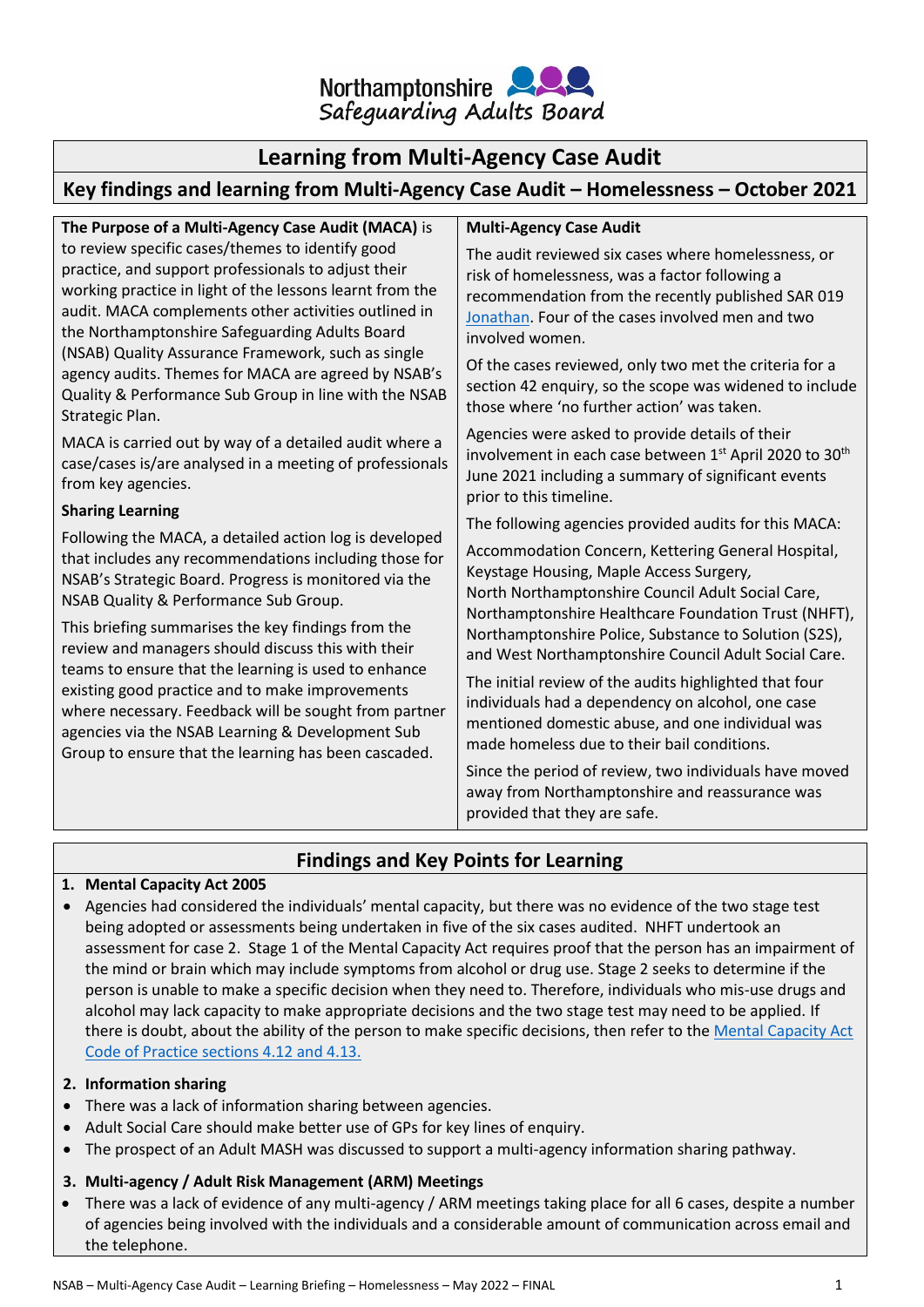Northamptonshire Safeguarding Adults Board

# Learning from Multi-Agency Case Audit

## Key findings and learning from Multi-Agency Case Audit – Homelessness – October 2021

**The Purpose of a Multi-Agency Case Audit (MACA)** is to review specific cases/themes to identify good practice, and support professionals to adjust their working practice in light of the lessons learnt from the audit. MACA complements other activities outlined in the Northamptonshire Safeguarding Adults Board (NSAB) Quality Assurance Framework, such as single agency audits. Themes for MACA are agreed by NSAB's Quality & Performance Sub Group in line with the NSAB Strategic Plan.

MACA is carried out by way of a detailed audit where a case/cases is/are analysed in a meeting of professionals from key agencies.

**Sharing Learning**

Following the MACA, a detailed action log is developed that includes any recommendations including those for NSAB's Strategic Board. Progress is monitored via the NSAB Quality & Performance Sub Group.

This briefing summarises the key findings from the review and managers should discuss this with their teams to ensure that the learning is used to enhance existing good practice and to make improvements where necessary. Feedback will be sought from partner agencies via the NSAB Learning & Development Sub Group to ensure that the learning has been cascaded.

**Multi-Agency Case Audit**

The audit reviewed six cases where homelessness, or risk of homelessness, was a factor following a recommendation from the recently published SAR 019 [Jonathan](). Four of the cases involved men and two involved women.

Of the cases reviewed, only two met the criteria for a section 42 enquiry, so the scope was widened to include those where 'no further action' was taken.

Agencies were asked to provide details of their involvement in each case between 1st April 2020 to 30th June 2021 including a summary of significant events prior to this timeline.

The following agencies provided audits for this MACA:

Accommodation Concern, Kettering General Hospital, Keystage Housing, Maple Access Surgery, North Northamptonshire Council Adult Social Care, Northamptonshire Healthcare Foundation Trust (NHFT), Northamptonshire Police, Substance to Solution (S2S), and West Northamptonshire Council Adult Social Care.

The initial review of the audits highlighted that four individuals had a dependency on alcohol, one case mentioned domestic abuse, and one individual was made homeless due to their bail conditions.

Since the period of review, two individuals have moved away from Northamptonshire and reassurance was provided that they are safe.

## Findings and Key Points for Learning

**1. Mental Capacity Act 2005**

- Agencies had considered the individuals' mental capacity, but there was no evidence of the two stage test being adopted or assessments being undertaken in five of the six cases audited. NHFT undertook an assessment for case 2. Stage 1 of the Mental Capacity Act requires proof that the person has an impairment of the mind or brain which may include symptoms from alcohol or drug use. Stage 2 seeks to determine if the person is unable to make a specific decision when they need to. Therefore, individuals who mis-use drugs and alcohol may lack capacity to make appropriate decisions and the two stage test may need to be applied. If there is doubt, about the ability of the person to make specific decisions, then refer to the [Mental Capacity Act Code of Practice sections 4.12 and 4.13.]()

**2. Information sharing**

- There was a lack of information sharing between agencies.
- Adult Social Care should make better use of GPs for key lines of enquiry.
- The prospect of an Adult MASH was discussed to support a multi-agency information sharing pathway.

**3. Multi-agency / Adult Risk Management (ARM) Meetings**

- There was a lack of evidence of any multi-agency / ARM meetings taking place for all 6 cases, despite a number of agencies being involved with the individuals and a considerable amount of communication across email and the telephone.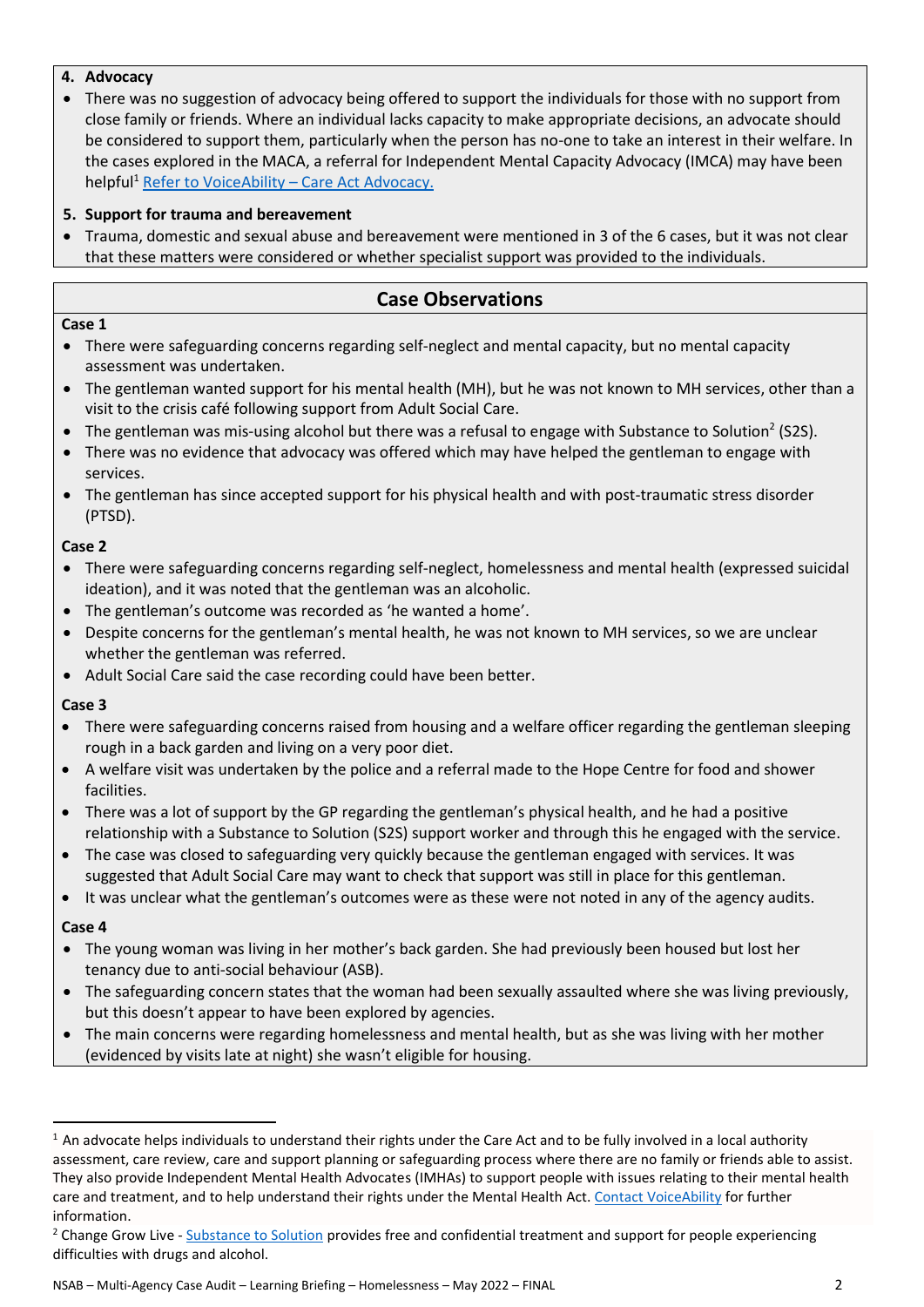**4. Advocacy**

- There was no suggestion of advocacy being offered to support the individuals for those with no support from close family or friends. Where an individual lacks capacity to make appropriate decisions, an advocate should be considered to support them, particularly when the person has no-one to take an interest in their welfare. In the cases explored in the MACA, a referral for Independent Mental Capacity Advocacy (IMCA) may have been helpful[1] [Refer to VoiceAbility – Care Act Advocacy.]

**5. Support for trauma and bereavement**

- Trauma, domestic and sexual abuse and bereavement were mentioned in 3 of the 6 cases, but it was not clear that these matters were considered or whether specialist support was provided to the individuals.

## Case Observations

**Case 1**

- There were safeguarding concerns regarding self-neglect and mental capacity, but no mental capacity assessment was undertaken.
- The gentleman wanted support for his mental health (MH), but he was not known to MH services, other than a visit to the crisis café following support from Adult Social Care.
- The gentleman was mis-using alcohol but there was a refusal to engage with Substance to Solution[2] (S2S).
- There was no evidence that advocacy was offered which may have helped the gentleman to engage with services.
- The gentleman has since accepted support for his physical health and with post-traumatic stress disorder (PTSD).

**Case 2**

- There were safeguarding concerns regarding self-neglect, homelessness and mental health (expressed suicidal ideation), and it was noted that the gentleman was an alcoholic.
- The gentleman's outcome was recorded as 'he wanted a home'.
- Despite concerns for the gentleman's mental health, he was not known to MH services, so we are unclear whether the gentleman was referred.
- Adult Social Care said the case recording could have been better.

**Case 3**

- There were safeguarding concerns raised from housing and a welfare officer regarding the gentleman sleeping rough in a back garden and living on a very poor diet.
- A welfare visit was undertaken by the police and a referral made to the Hope Centre for food and shower facilities.
- There was a lot of support by the GP regarding the gentleman's physical health, and he had a positive relationship with a Substance to Solution (S2S) support worker and through this he engaged with the service.
- The case was closed to safeguarding very quickly because the gentleman engaged with services. It was suggested that Adult Social Care may want to check that support was still in place for this gentleman.
- It was unclear what the gentleman's outcomes were as these were not noted in any of the agency audits.

**Case 4**

- The young woman was living in her mother's back garden. She had previously been housed but lost her tenancy due to anti-social behaviour (ASB).
- The safeguarding concern states that the woman had been sexually assaulted where she was living previously, but this doesn't appear to have been explored by agencies.
- The main concerns were regarding homelessness and mental health, but as she was living with her mother (evidenced by visits late at night) she wasn't eligible for housing.

---

[1] An advocate helps individuals to understand their rights under the Care Act and to be fully involved in a local authority assessment, care review, care and support planning or safeguarding process where there are no family or friends able to assist. They also provide Independent Mental Health Advocates (IMHAs) to support people with issues relating to their mental health care and treatment, and to help understand their rights under the Mental Health Act. Contact VoiceAbility for further information.

[2] Change Grow Live - Substance to Solution provides free and confidential treatment and support for people experiencing difficulties with drugs and alcohol.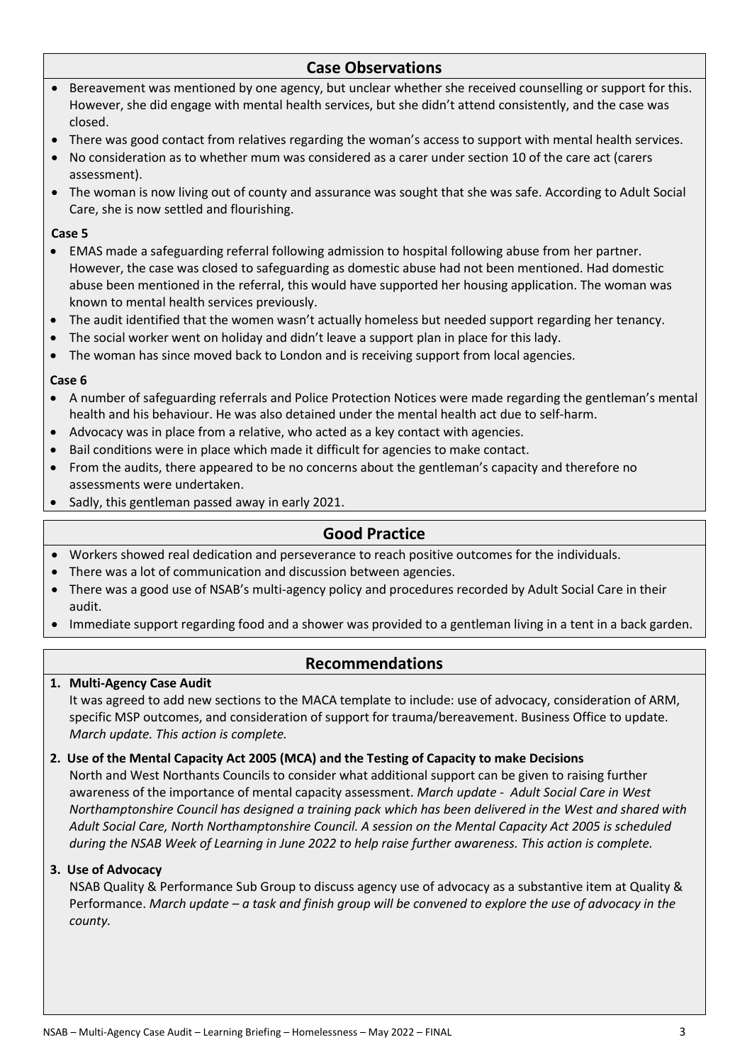## Case Observations

- Bereavement was mentioned by one agency, but unclear whether she received counselling or support for this. However, she did engage with mental health services, but she didn't attend consistently, and the case was closed.
- There was good contact from relatives regarding the woman's access to support with mental health services.
- No consideration as to whether mum was considered as a carer under section 10 of the care act (carers assessment).
- The woman is now living out of county and assurance was sought that she was safe. According to Adult Social Care, she is now settled and flourishing.

**Case 5**

- EMAS made a safeguarding referral following admission to hospital following abuse from her partner. However, the case was closed to safeguarding as domestic abuse had not been mentioned. Had domestic abuse been mentioned in the referral, this would have supported her housing application. The woman was known to mental health services previously.
- The audit identified that the women wasn't actually homeless but needed support regarding her tenancy.
- The social worker went on holiday and didn't leave a support plan in place for this lady.
- The woman has since moved back to London and is receiving support from local agencies.

**Case 6**

- A number of safeguarding referrals and Police Protection Notices were made regarding the gentleman's mental health and his behaviour. He was also detained under the mental health act due to self-harm.
- Advocacy was in place from a relative, who acted as a key contact with agencies.
- Bail conditions were in place which made it difficult for agencies to make contact.
- From the audits, there appeared to be no concerns about the gentleman's capacity and therefore no assessments were undertaken.
- Sadly, this gentleman passed away in early 2021.

## Good Practice

- Workers showed real dedication and perseverance to reach positive outcomes for the individuals.
- There was a lot of communication and discussion between agencies.
- There was a good use of NSAB's multi-agency policy and procedures recorded by Adult Social Care in their audit.
- Immediate support regarding food and a shower was provided to a gentleman living in a tent in a back garden.

## Recommendations

1. **Multi-Agency Case Audit**
   It was agreed to add new sections to the MACA template to include: use of advocacy, consideration of ARM, specific MSP outcomes, and consideration of support for trauma/bereavement. Business Office to update. *March update. This action is complete.*

2. **Use of the Mental Capacity Act 2005 (MCA) and the Testing of Capacity to make Decisions**
   North and West Northants Councils to consider what additional support can be given to raising further awareness of the importance of mental capacity assessment. *March update - Adult Social Care in West Northamptonshire Council has designed a training pack which has been delivered in the West and shared with Adult Social Care, North Northamptonshire Council. A session on the Mental Capacity Act 2005 is scheduled during the NSAB Week of Learning in June 2022 to help raise further awareness. This action is complete.*

3. **Use of Advocacy**
   NSAB Quality & Performance Sub Group to discuss agency use of advocacy as a substantive item at Quality & Performance. *March update – a task and finish group will be convened to explore the use of advocacy in the county.*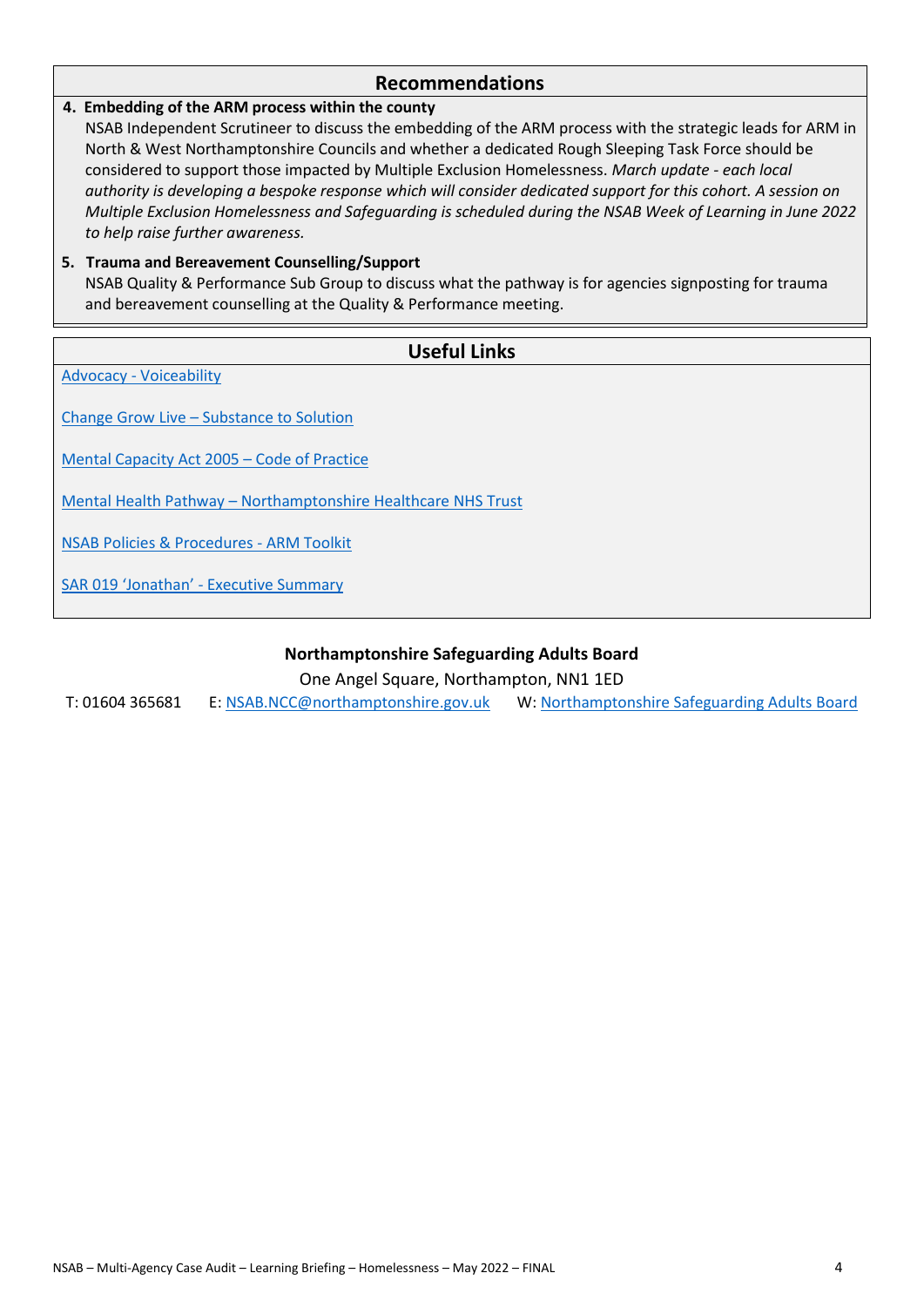## Recommendations

4. **Embedding of the ARM process within the county**
   NSAB Independent Scrutineer to discuss the embedding of the ARM process with the strategic leads for ARM in North & West Northamptonshire Councils and whether a dedicated Rough Sleeping Task Force should be considered to support those impacted by Multiple Exclusion Homelessness. *March update - each local authority is developing a bespoke response which will consider dedicated support for this cohort. A session on Multiple Exclusion Homelessness and Safeguarding is scheduled during the NSAB Week of Learning in June 2022 to help raise further awareness.*

5. **Trauma and Bereavement Counselling/Support**
   NSAB Quality & Performance Sub Group to discuss what the pathway is for agencies signposting for trauma and bereavement counselling at the Quality & Performance meeting.

## Useful Links

Advocacy - Voiceability

Change Grow Live – Substance to Solution

Mental Capacity Act 2005 – Code of Practice

Mental Health Pathway – Northamptonshire Healthcare NHS Trust

NSAB Policies & Procedures - ARM Toolkit

SAR 019 'Jonathan' - Executive Summary

**Northamptonshire Safeguarding Adults Board**

One Angel Square, Northampton, NN1 1ED

T: 01604 365681 E: NSAB.NCC@northamptonshire.gov.uk W: Northamptonshire Safeguarding Adults Board